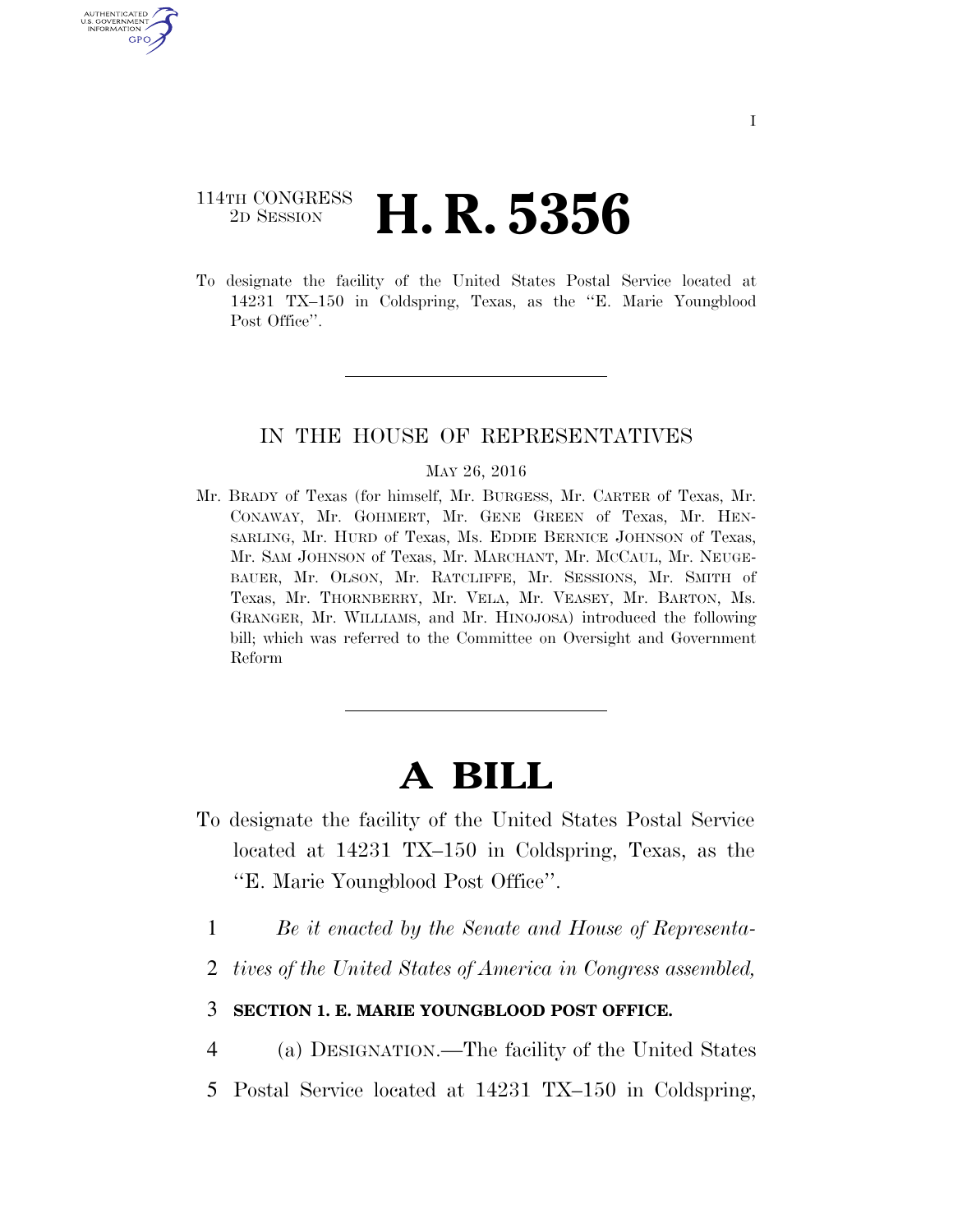114TH CONGRESS
2D SESSION

# H. R. 5356

To designate the facility of the United States Postal Service located at 14231 TX–150 in Coldspring, Texas, as the ''E. Marie Youngblood Post Office''.

---

IN THE HOUSE OF REPRESENTATIVES

MAY 26, 2016

Mr. BRADY of Texas (for himself, Mr. BURGESS, Mr. CARTER of Texas, Mr. CONAWAY, Mr. GOHMERT, Mr. GENE GREEN of Texas, Mr. HENSARLING, Mr. HURD of Texas, Ms. EDDIE BERNICE JOHNSON of Texas, Mr. SAM JOHNSON of Texas, Mr. MARCHANT, Mr. MCCAUL, Mr. NEUGEBAUER, Mr. OLSON, Mr. RATCLIFFE, Mr. SESSIONS, Mr. SMITH of Texas, Mr. THORNBERRY, Mr. VELA, Mr. VEASEY, Mr. BARTON, Ms. GRANGER, Mr. WILLIAMS, and Mr. HINOJOSA) introduced the following bill; which was referred to the Committee on Oversight and Government Reform

---

# A BILL

To designate the facility of the United States Postal Service located at 14231 TX–150 in Coldspring, Texas, as the ''E. Marie Youngblood Post Office''.

1 *Be it enacted by the Senate and House of Representa-*
2 *tives of the United States of America in Congress assembled,*

3 **SECTION 1. E. MARIE YOUNGBLOOD POST OFFICE.**

4 (a) DESIGNATION.—The facility of the United States
5 Postal Service located at 14231 TX–150 in Coldspring,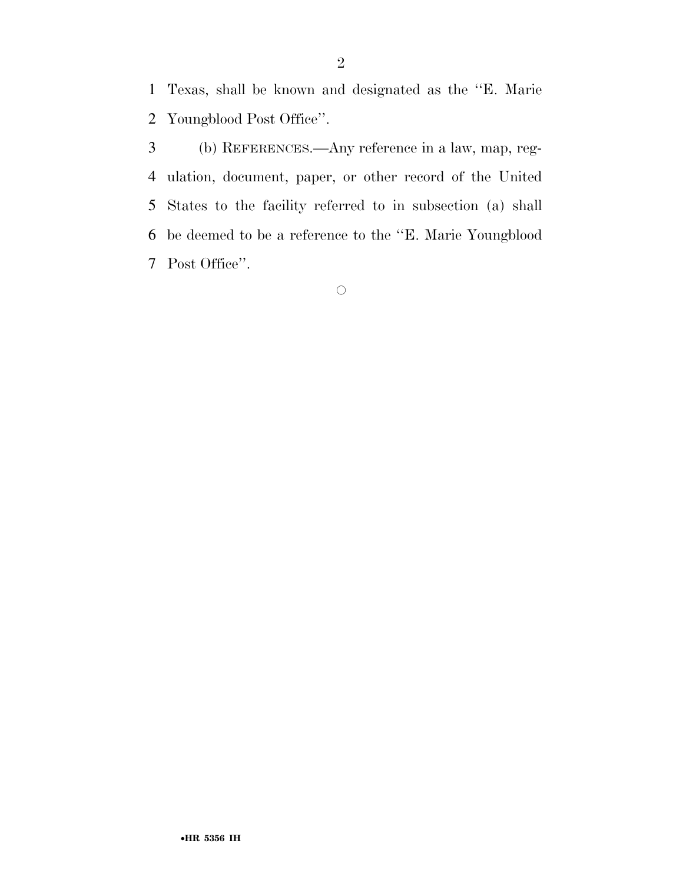Texas, shall be known and designated as the "E. Marie Youngblood Post Office".

(b) REFERENCES.—Any reference in a law, map, regulation, document, paper, or other record of the United States to the facility referred to in subsection (a) shall be deemed to be a reference to the "E. Marie Youngblood Post Office".

○